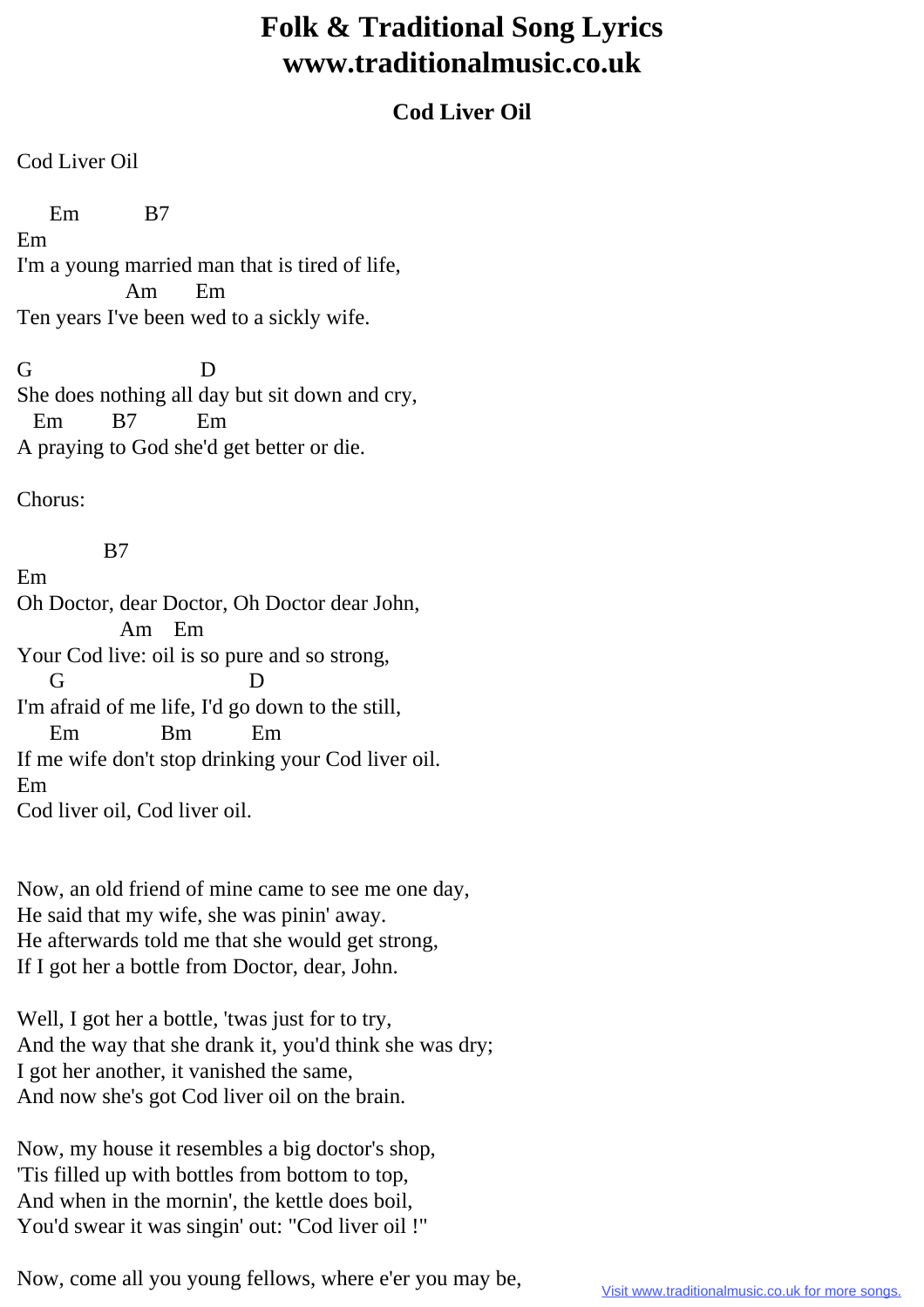# Folk & Traditional Song Lyrics www.traditionalmusic.co.uk

## Cod Liver Oil

Cod Liver Oil

```
     Em           B7
Em
I'm a young married man that is tired of life,
                Am       Em
Ten years I've been wed to a sickly wife.

G                          D
She does nothing all day but sit down and cry,
  Em        B7          Em
A praying to God she'd get better or die.
```

Chorus:

```
           B7
Em
Oh Doctor, dear Doctor, Oh Doctor dear John,
               Am    Em
Your Cod live: oil is so pure and so strong,
     G                          D
I'm afraid of me life, I'd go down to the still,
     Em             Bm          Em
If me wife don't stop drinking your Cod liver oil.
Em
Cod liver oil, Cod liver oil.
```

Now, an old friend of mine came to see me one day,
He said that my wife, she was pinin' away.
He afterwards told me that she would get strong,
If I got her a bottle from Doctor, dear, John.

Well, I got her a bottle, 'twas just for to try,
And the way that she drank it, you'd think she was dry;
I got her another, it vanished the same,
And now she's got Cod liver oil on the brain.

Now, my house it resembles a big doctor's shop,
'Tis filled up with bottles from bottom to top,
And when in the mornin', the kettle does boil,
You'd swear it was singin' out: "Cod liver oil !"

Now, come all you young fellows, where e'er you may be,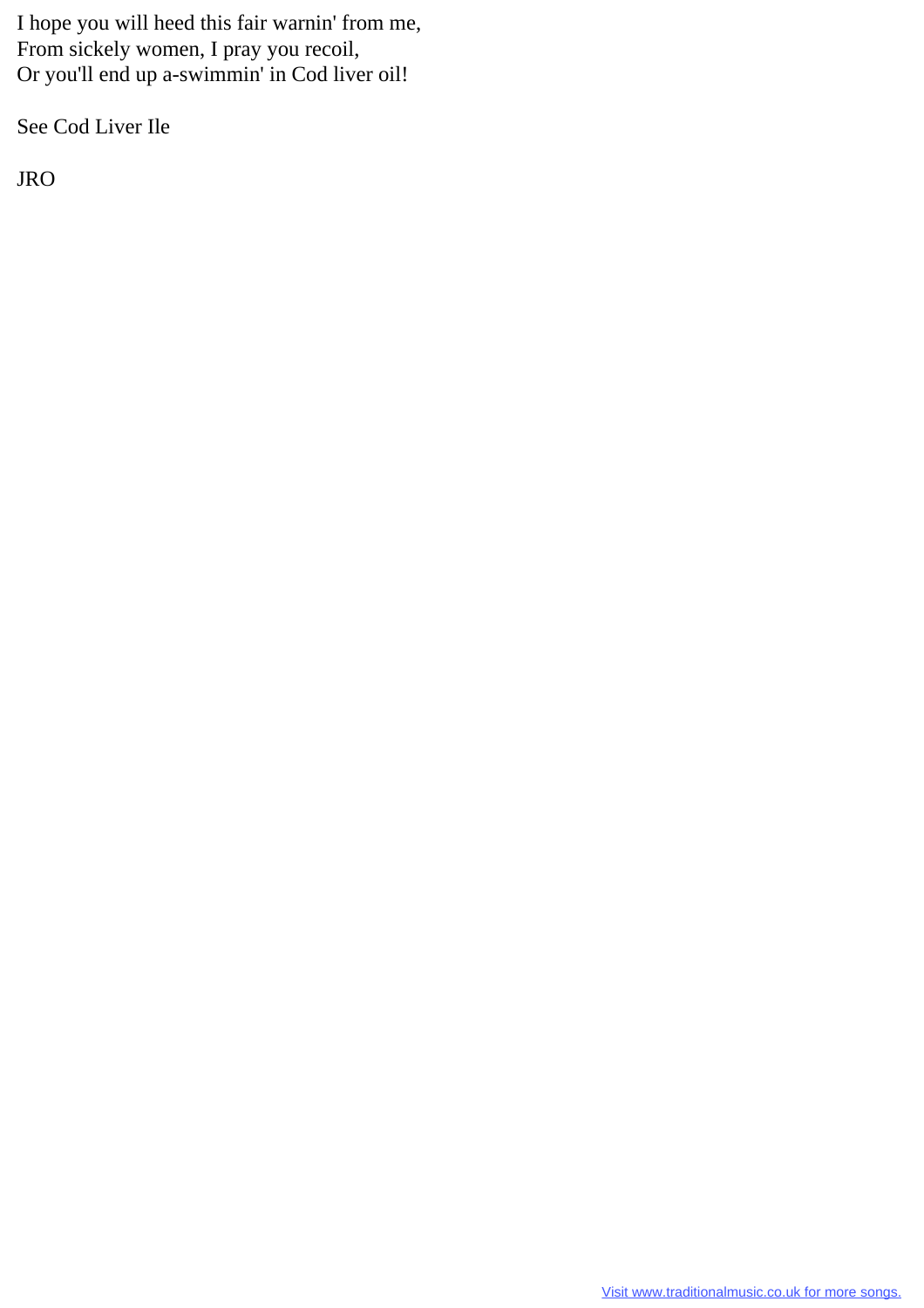I hope you will heed this fair warnin' from me,
From sickely women, I pray you recoil,
Or you'll end up a-swimmin' in Cod liver oil!

See Cod Liver Ile

JRO